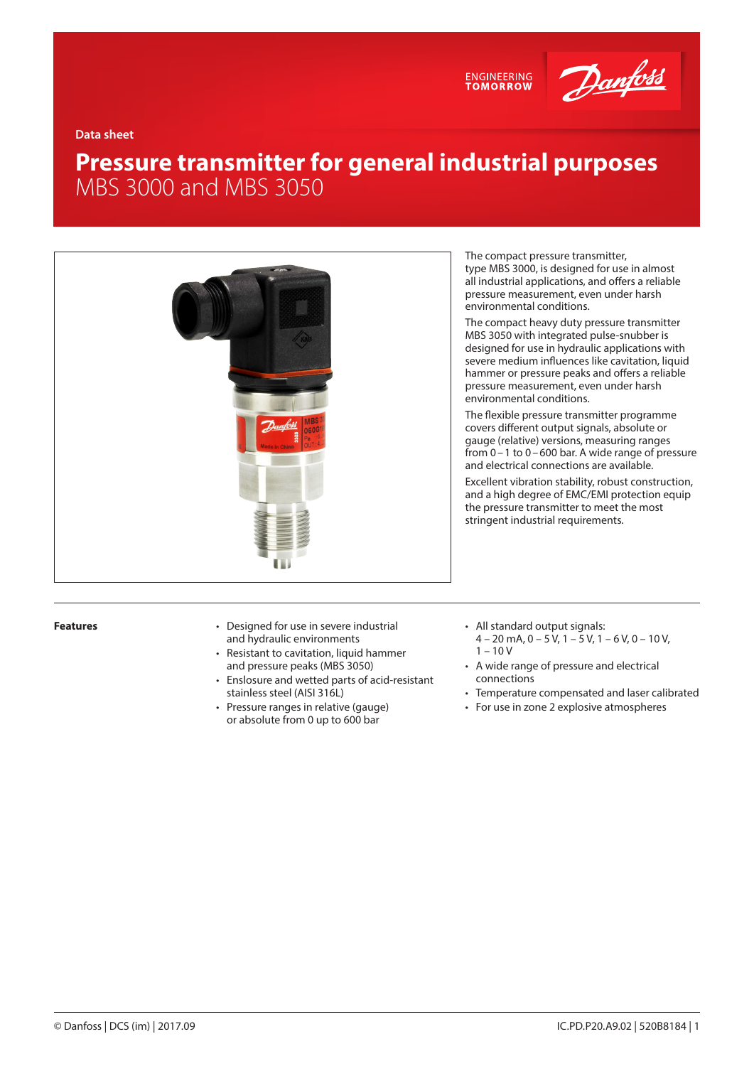Data sheet

# Pressure transmitter for general industrial purposes
## MBS 3000 and MBS 3050

The compact pressure transmitter, type MBS 3000, is designed for use in almost all industrial applications, and offers a reliable pressure measurement, even under harsh environmental conditions.

The compact heavy duty pressure transmitter MBS 3050 with integrated pulse-snubber is designed for use in hydraulic applications with severe medium influences like cavitation, liquid hammer or pressure peaks and offers a reliable pressure measurement, even under harsh environmental conditions.

The flexible pressure transmitter programme covers different output signals, absolute or gauge (relative) versions, measuring ranges from 0 – 1 to 0 – 600 bar. A wide range of pressure and electrical connections are available.

Excellent vibration stability, robust construction, and a high degree of EMC/EMI protection equip the pressure transmitter to meet the most stringent industrial requirements.

**Features**

- Designed for use in severe industrial and hydraulic environments
- Resistant to cavitation, liquid hammer and pressure peaks (MBS 3050)
- Enslosure and wetted parts of acid-resistant stainless steel (AISI 316L)
- Pressure ranges in relative (gauge) or absolute from 0 up to 600 bar
- All standard output signals: 4 – 20 mA, 0 – 5 V, 1 – 5 V, 1 – 6 V, 0 – 10 V, 1 – 10 V
- A wide range of pressure and electrical connections
- Temperature compensated and laser calibrated
- For use in zone 2 explosive atmospheres

© Danfoss | DCS (im) | 2017.09

IC.PD.P20.A9.02 | 520B8184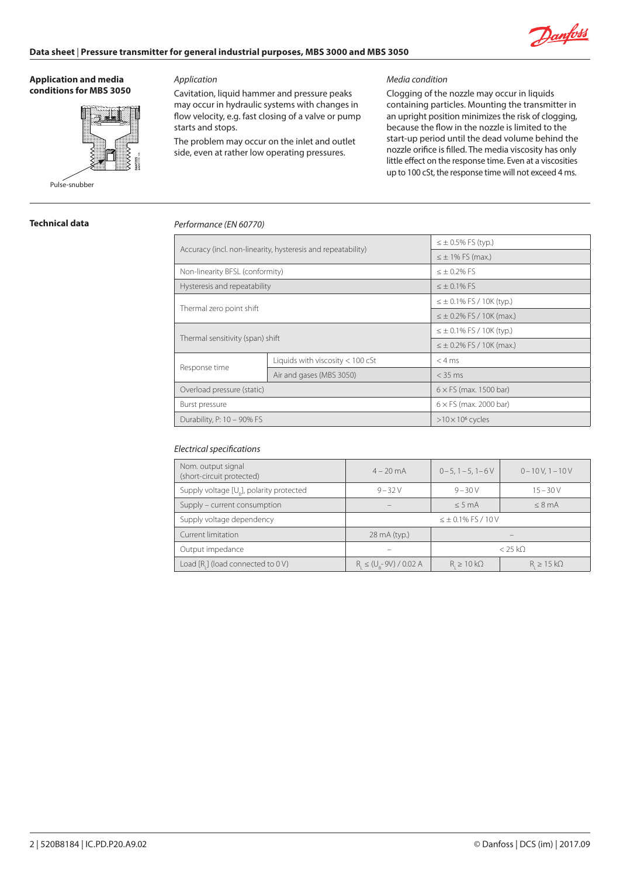## Application and media conditions for MBS 3050

Pulse-snubber

*Application*

Cavitation, liquid hammer and pressure peaks may occur in hydraulic systems with changes in flow velocity, e.g. fast closing of a valve or pump starts and stops.

The problem may occur on the inlet and outlet side, even at rather low operating pressures.

*Media condition*

Clogging of the nozzle may occur in liquids containing particles. Mounting the transmitter in an upright position minimizes the risk of clogging, because the flow in the nozzle is limited to the start-up period until the dead volume behind the nozzle orifice is filled. The media viscosity has only little effect on the response time. Even at a viscosities up to 100 cSt, the response time will not exceed 4 ms.

## Technical data

*Performance (EN 60770)*

| Parameter | | Value |
|---|---|---|
| Accuracy (incl. non-linearity, hysteresis and repeatability) | | ≤ ± 0.5% FS (typ.) |
| | | ≤ ± 1% FS (max.) |
| Non-linearity BFSL (conformity) | | ≤ ± 0.2% FS |
| Hysteresis and repeatability | | ≤ ± 0.1% FS |
| Thermal zero point shift | | ≤ ± 0.1% FS / 10K (typ.) |
| | | ≤ ± 0.2% FS / 10K (max.) |
| Thermal sensitivity (span) shift | | ≤ ± 0.1% FS / 10K (typ.) |
| | | ≤ ± 0.2% FS / 10K (max.) |
| Response time | Liquids with viscosity < 100 cSt | < 4 ms |
| | Air and gases (MBS 3050) | < 35 ms |
| Overload pressure (static) | | 6 × FS (max. 1500 bar) |
| Burst pressure | | 6 × FS (max. 2000 bar) |
| Durability, P: 10 – 90% FS | | $>10 \times 10^6$ cycles |

*Electrical specifications*

| Nom. output signal (short-circuit protected) | 4 – 20 mA | 0 – 5, 1 – 5, 1– 6 V | 0 – 10 V, 1 – 10 V |
|---|---|---|---|
| Supply voltage [$U_B$], polarity protected | 9 – 32 V | 9 – 30 V | 15 – 30 V |
| Supply – current consumption | – | ≤ 5 mA | ≤ 8 mA |
| Supply voltage dependency | ≤ ± 0.1% FS / 10 V | | |
| Current limitation | 28 mA (typ.) | – | |
| Output impedance | – | < 25 kΩ | |
| Load [$R_L$] (load connected to 0 V) | $R_L \leq (U_B - 9V) / 0.02$ A | $R_L \geq 10$ kΩ | $R_L \geq 15$ kΩ |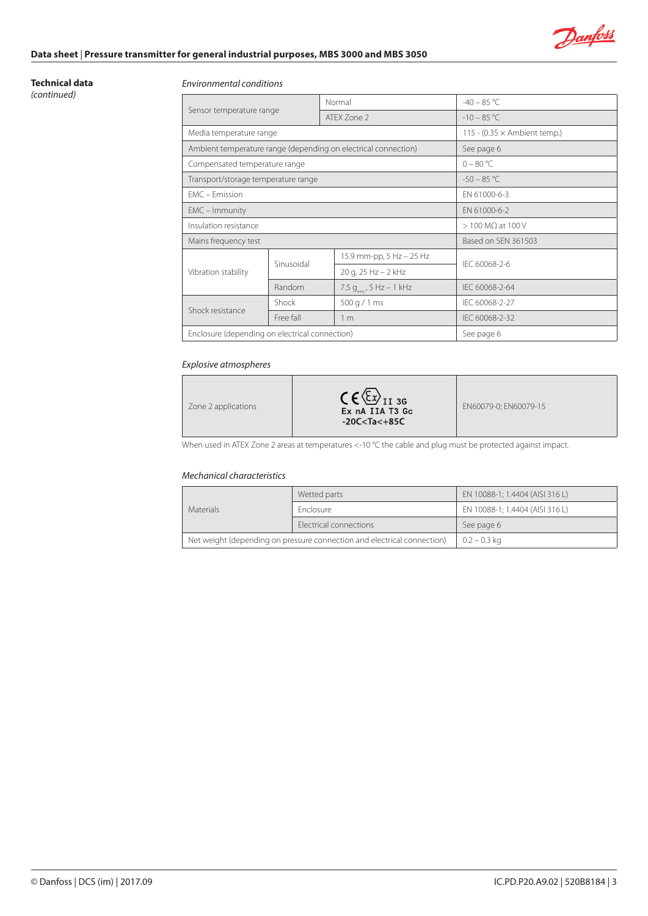## Technical data
*(continued)*

*Environmental conditions*

| | | | |
|---|---|---|---|
| Sensor temperature range | Normal | | -40 – 85 °C |
| | ATEX Zone 2 | | -10 – 85 °C |
| Media temperature range | | | 115 - (0.35 × Ambient temp.) |
| Ambient temperature range (depending on electrical connection) | | | See page 6 |
| Compensated temperature range | | | 0 – 80 °C |
| Transport/storage temperature range | | | -50 – 85 °C |
| EMC – Emission | | | EN 61000-6-3 |
| EMC – Immunity | | | EN 61000-6-2 |
| Insulation resistance | | | > 100 MΩ at 100 V |
| Mains frequency test | | | Based on SEN 361503 |
| Vibration stability | Sinusoidal | 15.9 mm-pp, 5 Hz – 25 Hz | IEC 60068-2-6 |
| | | 20 g, 25 Hz – 2 kHz | |
| | Random | 7.5 $g_{rms}$, 5 Hz – 1 kHz | IEC 60068-2-64 |
| Shock resistance | Shock | 500 g / 1 ms | IEC 60068-2-27 |
| | Free fall | 1 m | IEC 60068-2-32 |
| Enclosure (depending on electrical connection) | | | See page 6 |

*Explosive atmospheres*

| | | |
|---|---|---|
| Zone 2 applications | CE Ex II 3G<br>Ex nA IIA T3 Gc<br>-20C<Ta<+85C | EN60079-0; EN60079-15 |

When used in ATEX Zone 2 areas at temperatures <-10 °C the cable and plug must be protected against impact.

*Mechanical characteristics*

| | | |
|---|---|---|
| Materials | Wetted parts | EN 10088-1; 1.4404 (AISI 316 L) |
| | Enclosure | EN 10088-1; 1.4404 (AISI 316 L) |
| | Electrical connections | See page 6 |
| Net weight (depending on pressure connection and electrical connection) | | 0.2 – 0.3 kg |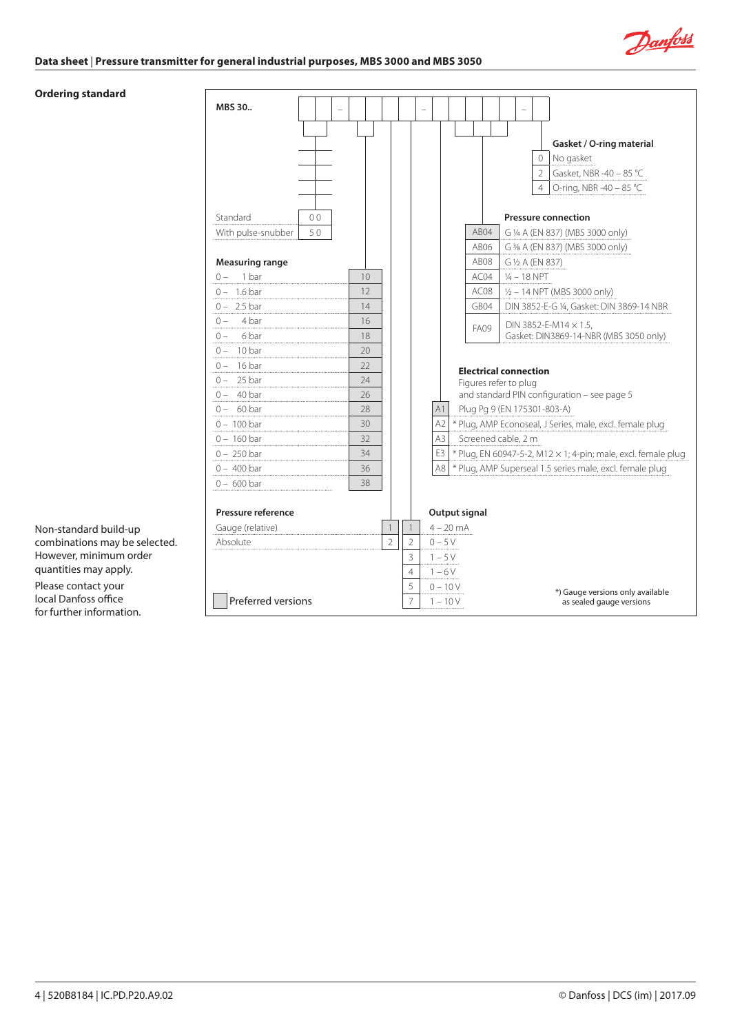## Ordering standard

**MBS 30..** ☐☐ – ☐☐ ☐ ☐ – ☐☐ ☐☐☐ – ☐

| | Code |
|---|---|
| Standard | 0 0 |
| With pulse-snubber | 5 0 |

**Measuring range**

| Range | Code |
|---|---|
| 0 – 1 bar | 10 |
| 0 – 1.6 bar | 12 |
| 0 – 2.5 bar | 14 |
| 0 – 4 bar | 16 |
| 0 – 6 bar | 18 |
| 0 – 10 bar | 20 |
| 0 – 16 bar | 22 |
| 0 – 25 bar | 24 |
| 0 – 40 bar | 26 |
| 0 – 60 bar | 28 |
| 0 – 100 bar | 30 |
| 0 – 160 bar | 32 |
| 0 – 250 bar | 34 |
| 0 – 400 bar | 36 |
| 0 – 600 bar | 38 |

**Pressure reference**

| Reference | Code |
|---|---|
| Gauge (relative) | 1 |
| Absolute | 2 |

**Output signal**

| Code | Signal |
|---|---|
| 1 | 4 – 20 mA |
| 2 | 0 – 5 V |
| 3 | 1 – 5 V |
| 4 | 1 – 6 V |
| 5 | 0 – 10 V |
| 7 | 1 – 10 V |

**Electrical connection**

Figures refer to plug and standard PIN configuration – see page 5

| Code | Connection |
|---|---|
| A1 | Plug Pg 9 (EN 175301-803-A) |
| A2 | * Plug, AMP Econoseal, J Series, male, excl. female plug |
| A3 | Screened cable, 2 m |
| E3 | * Plug, EN 60947-5-2, M12 × 1; 4-pin; male, excl. female plug |
| A8 | * Plug, AMP Superseal 1.5 series male, excl. female plug |

**Pressure connection**

| Code | Connection |
|---|---|
| AB04 | G ¼ A (EN 837) (MBS 3000 only) |
| AB06 | G ⅜ A (EN 837) (MBS 3000 only) |
| AB08 | G ½ A (EN 837) |
| AC04 | ¼ – 18 NPT |
| AC08 | ½ – 14 NPT (MBS 3000 only) |
| GB04 | DIN 3852-E-G ¼, Gasket: DIN 3869-14 NBR |
| FA09 | DIN 3852-E-M14 × 1.5, Gasket: DIN3869-14-NBR (MBS 3050 only) |

**Gasket / O-ring material**

| Code | Material |
|---|---|
| 0 | No gasket |
| 2 | Gasket, NBR -40 – 85 °C |
| 4 | O-ring, NBR -40 – 85 °C |

☐ Preferred versions

*) Gauge versions only available as sealed gauge versions

Non-standard build-up combinations may be selected. However, minimum order quantities may apply.

Please contact your local Danfoss office for further information.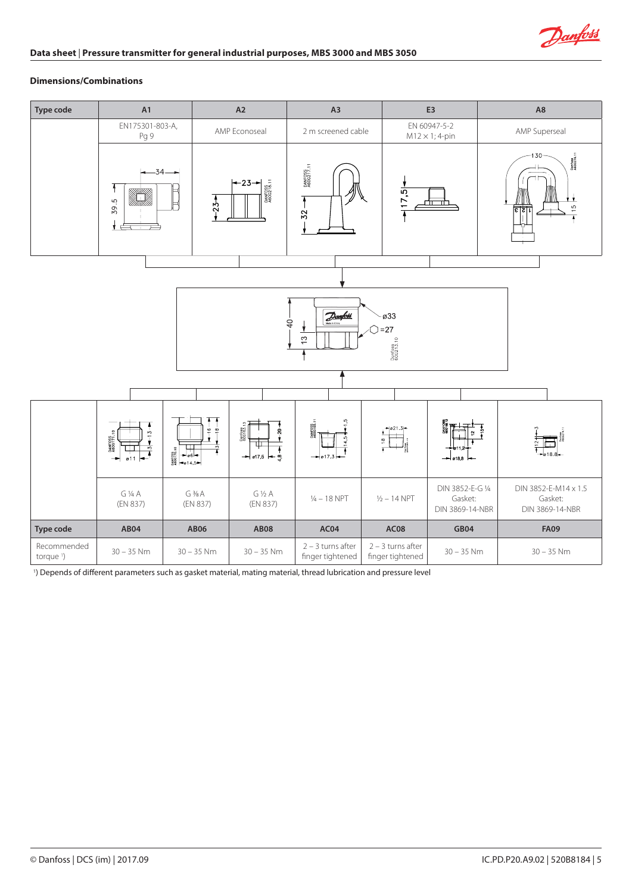## Dimensions/Combinations

| Type code | A1 | A2 | A3 | E3 | A8 |
|---|---|---|---|---|---|
| | EN175301-803-A, Pg 9 | AMP Econoseal | 2 m screened cable | EN 60947-5-2 M12 × 1; 4-pin | AMP Superseal |

| | | | | | | | |
|---|---|---|---|---|---|---|---|
| | G ¼ A (EN 837) | G ⅜ A (EN 837) | G ½ A (EN 837) | ¼ – 18 NPT | ½ – 14 NPT | DIN 3852-E-G ¼ Gasket: DIN 3869-14-NBR | DIN 3852-E-M14 x 1.5 Gasket: DIN 3869-14-NBR |
| **Type code** | **AB04** | **AB06** | **AB08** | **AC04** | **AC08** | **GB04** | **FA09** |
| Recommended torque [1]) | 30 – 35 Nm | 30 – 35 Nm | 30 – 35 Nm | 2 – 3 turns after finger tightened | 2 – 3 turns after finger tightened | 30 – 35 Nm | 30 – 35 Nm |

[1]) Depends of different parameters such as gasket material, mating material, thread lubrication and pressure level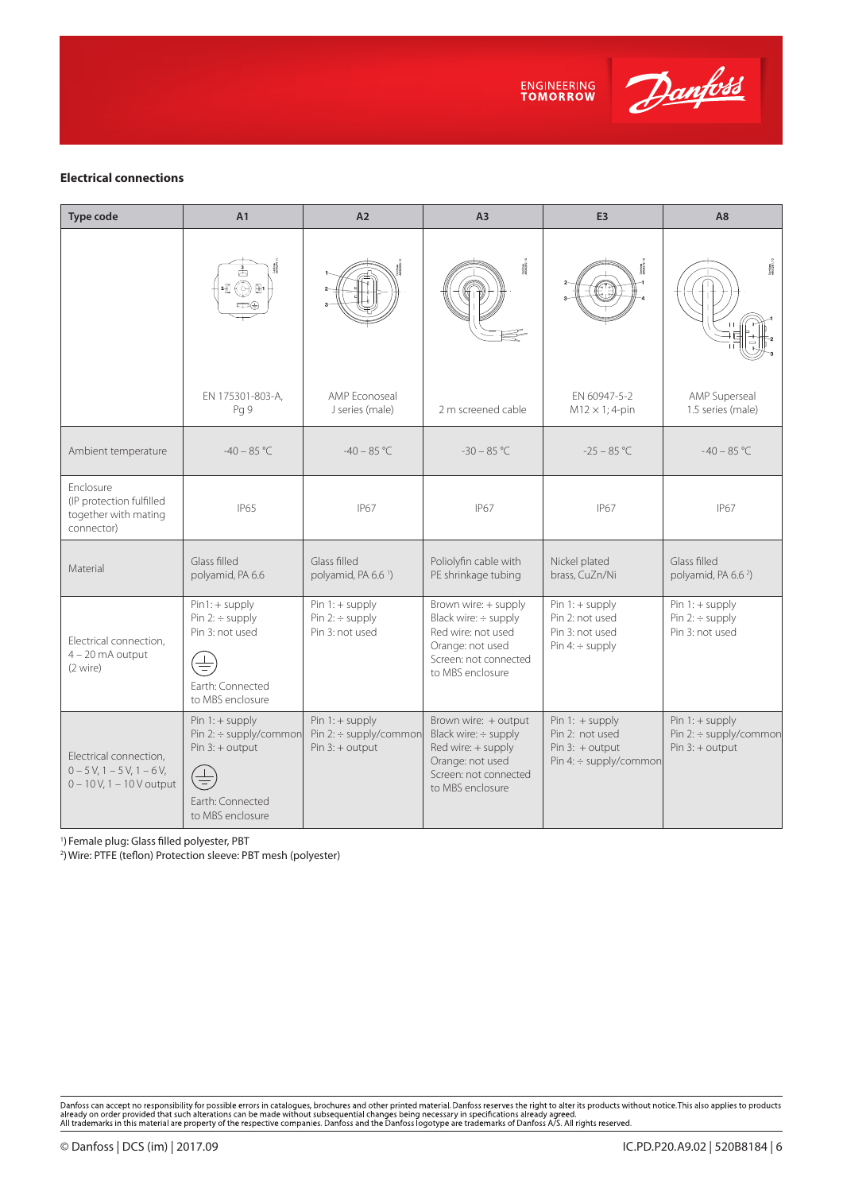## Electrical connections

| Type code | A1 | A2 | A3 | E3 | A8 |
|---|---|---|---|---|---|
| | EN 175301-803-A, Pg 9 | AMP Econoseal J series (male) | 2 m screened cable | EN 60947-5-2 M12 × 1; 4-pin | AMP Superseal 1.5 series (male) |
| Ambient temperature | -40 – 85 °C | -40 – 85 °C | -30 – 85 °C | -25 – 85 °C | -40 – 85 °C |
| Enclosure (IP protection fulfilled together with mating connector) | IP65 | IP67 | IP67 | IP67 | IP67 |
| Material | Glass filled polyamid, PA 6.6 | Glass filled polyamid, PA 6.6 [1]) | Poliolyfin cable with PE shrinkage tubing | Nickel plated brass, CuZn/Ni | Glass filled polyamid, PA 6.6 [2]) |
| Electrical connection, 4 – 20 mA output (2 wire) | Pin1: + supply<br>Pin 2: ÷ supply<br>Pin 3: not used<br>Earth: Connected to MBS enclosure | Pin 1: + supply<br>Pin 2: ÷ supply<br>Pin 3: not used | Brown wire: + supply<br>Black wire: ÷ supply<br>Red wire: not used<br>Orange: not used<br>Screen: not connected to MBS enclosure | Pin 1: + supply<br>Pin 2: not used<br>Pin 3: not used<br>Pin 4: ÷ supply | Pin 1: + supply<br>Pin 2: ÷ supply<br>Pin 3: not used |
| Electrical connection, 0 – 5 V, 1 – 5 V, 1 – 6 V, 0 – 10 V, 1 – 10 V output | Pin 1: + supply<br>Pin 2: ÷ supply/common<br>Pin 3: + output<br>Earth: Connected to MBS enclosure | Pin 1: + supply<br>Pin 2: ÷ supply/common<br>Pin 3: + output | Brown wire: + output<br>Black wire: ÷ supply<br>Red wire: + supply<br>Orange: not used<br>Screen: not connected to MBS enclosure | Pin 1: + supply<br>Pin 2: not used<br>Pin 3: + output<br>Pin 4: ÷ supply/common | Pin 1: + supply<br>Pin 2: ÷ supply/common<br>Pin 3: + output |

[1]) Female plug: Glass filled polyester, PBT
[2]) Wire: PTFE (teflon) Protection sleeve: PBT mesh (polyester)

Danfoss can accept no responsibility for possible errors in catalogues, brochures and other printed material. Danfoss reserves the right to alter its products without notice. This also applies to products already on order provided that such alterations can be made without subsequential changes being necessary in specifications already agreed.
All trademarks in this material are property of the respective companies. Danfoss and the Danfoss logotype are trademarks of Danfoss A/S. All rights reserved.

© Danfoss | DCS (im) | 2017.09

IC.PD.P20.A9.02 | 520B8184